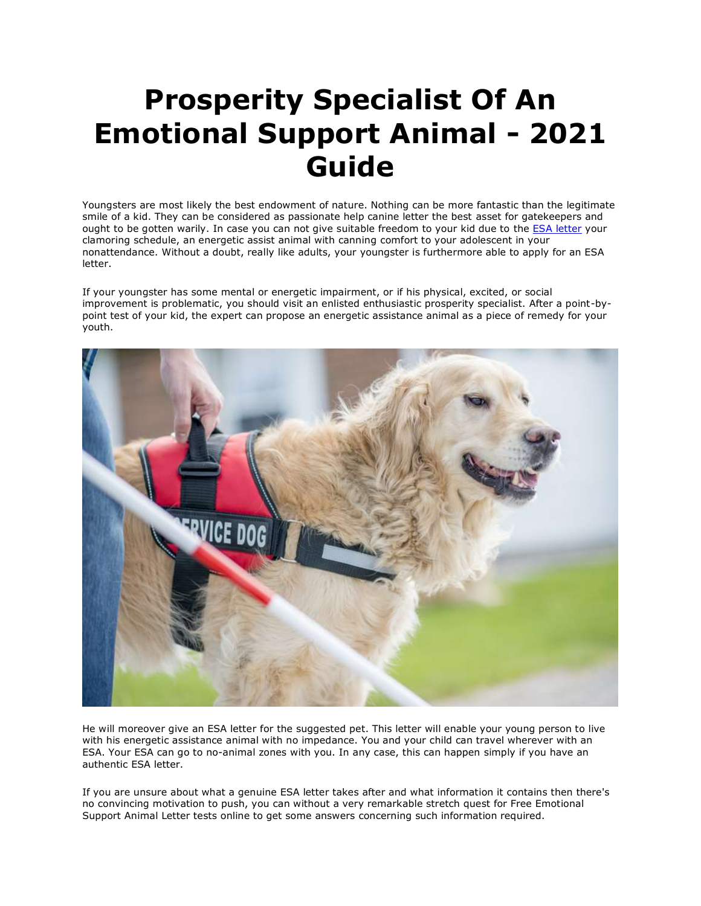# Prosperity Specialist Of An Emotional Support Animal - 2021 Guide

Youngsters are most likely the best endowment of nature. Nothing can be more fantastic than the legitimate smile of a kid. They can be considered as passionate help canine letter the best asset for gatekeepers and ought to be gotten warily. In case you can not give suitable freedom to your kid due to the [ESA letter] your clamoring schedule, an energetic assist animal with canning comfort to your adolescent in your nonattendance. Without a doubt, really like adults, your youngster is furthermore able to apply for an ESA letter.

If your youngster has some mental or energetic impairment, or if his physical, excited, or social improvement is problematic, you should visit an enlisted enthusiastic prosperity specialist. After a point-by-point test of your kid, the expert can propose an energetic assistance animal as a piece of remedy for your youth.

He will moreover give an ESA letter for the suggested pet. This letter will enable your young person to live with his energetic assistance animal with no impedance. You and your child can travel wherever with an ESA. Your ESA can go to no-animal zones with you. In any case, this can happen simply if you have an authentic ESA letter.

If you are unsure about what a genuine ESA letter takes after and what information it contains then there's no convincing motivation to push, you can without a very remarkable stretch quest for Free Emotional Support Animal Letter tests online to get some answers concerning such information required.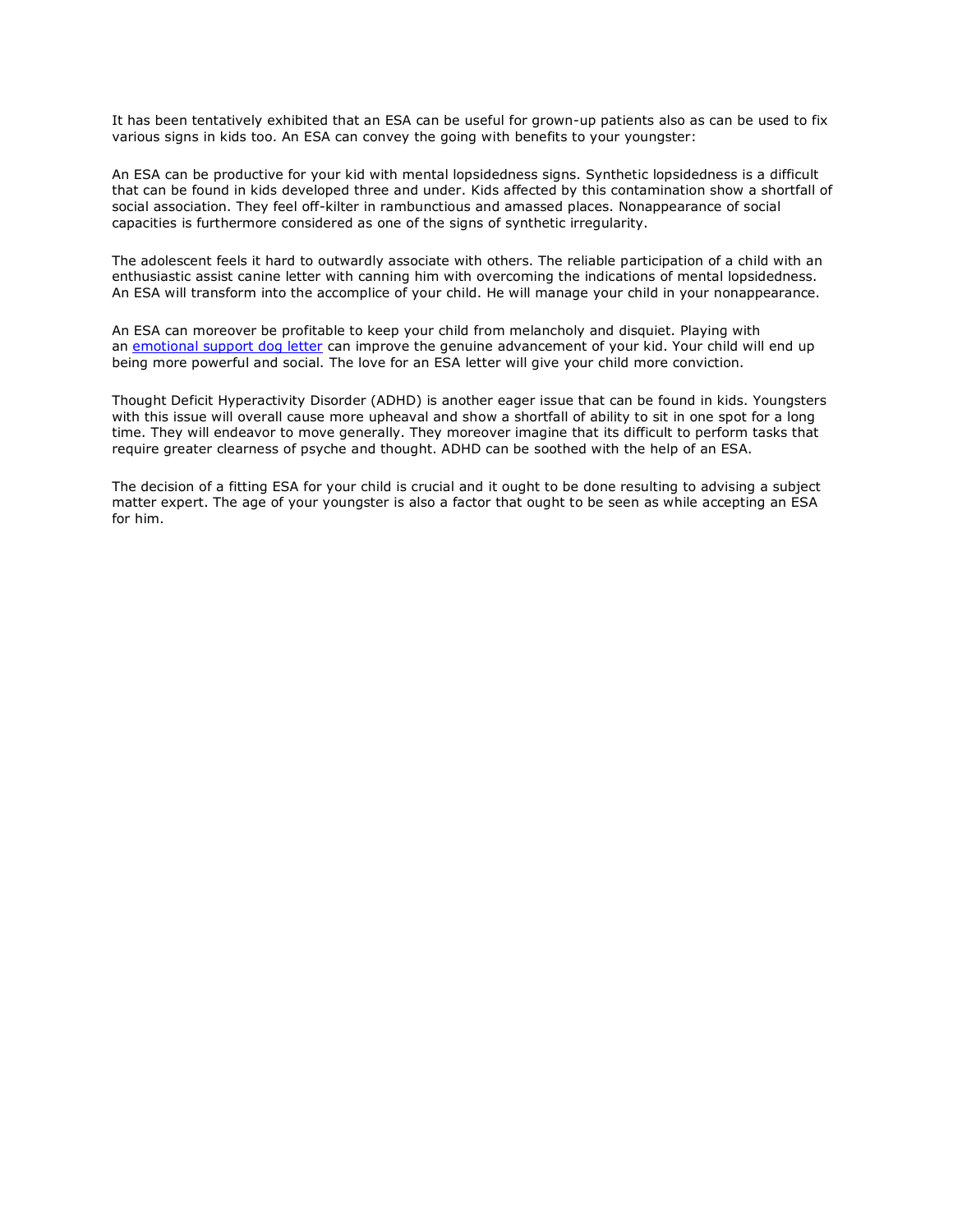It has been tentatively exhibited that an ESA can be useful for grown-up patients also as can be used to fix various signs in kids too. An ESA can convey the going with benefits to your youngster:

An ESA can be productive for your kid with mental lopsidedness signs. Synthetic lopsidedness is a difficult that can be found in kids developed three and under. Kids affected by this contamination show a shortfall of social association. They feel off-kilter in rambunctious and amassed places. Nonappearance of social capacities is furthermore considered as one of the signs of synthetic irregularity.

The adolescent feels it hard to outwardly associate with others. The reliable participation of a child with an enthusiastic assist canine letter with canning him with overcoming the indications of mental lopsidedness. An ESA will transform into the accomplice of your child. He will manage your child in your nonappearance.

An ESA can moreover be profitable to keep your child from melancholy and disquiet. Playing with an [emotional support dog letter] can improve the genuine advancement of your kid. Your child will end up being more powerful and social. The love for an ESA letter will give your child more conviction.

Thought Deficit Hyperactivity Disorder (ADHD) is another eager issue that can be found in kids. Youngsters with this issue will overall cause more upheaval and show a shortfall of ability to sit in one spot for a long time. They will endeavor to move generally. They moreover imagine that its difficult to perform tasks that require greater clearness of psyche and thought. ADHD can be soothed with the help of an ESA.

The decision of a fitting ESA for your child is crucial and it ought to be done resulting to advising a subject matter expert. The age of your youngster is also a factor that ought to be seen as while accepting an ESA for him.